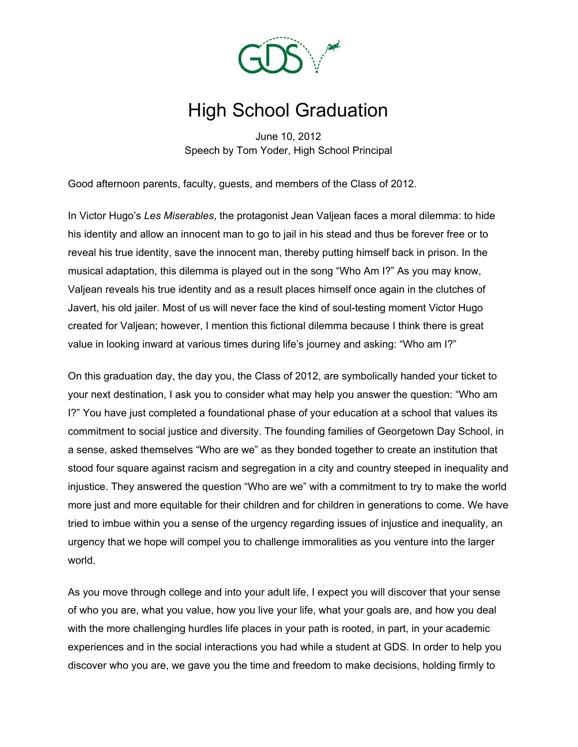# High School Graduation

June 10, 2012
Speech by Tom Yoder, High School Principal

Good afternoon parents, faculty, guests, and members of the Class of 2012.

In Victor Hugo's *Les Miserables*, the protagonist Jean Valjean faces a moral dilemma: to hide his identity and allow an innocent man to go to jail in his stead and thus be forever free or to reveal his true identity, save the innocent man, thereby putting himself back in prison. In the musical adaptation, this dilemma is played out in the song "Who Am I?" As you may know, Valjean reveals his true identity and as a result places himself once again in the clutches of Javert, his old jailer. Most of us will never face the kind of soul-testing moment Victor Hugo created for Valjean; however, I mention this fictional dilemma because I think there is great value in looking inward at various times during life's journey and asking: "Who am I?"

On this graduation day, the day you, the Class of 2012, are symbolically handed your ticket to your next destination, I ask you to consider what may help you answer the question: "Who am I?" You have just completed a foundational phase of your education at a school that values its commitment to social justice and diversity. The founding families of Georgetown Day School, in a sense, asked themselves "Who are we" as they bonded together to create an institution that stood four square against racism and segregation in a city and country steeped in inequality and injustice. They answered the question "Who are we" with a commitment to try to make the world more just and more equitable for their children and for children in generations to come. We have tried to imbue within you a sense of the urgency regarding issues of injustice and inequality, an urgency that we hope will compel you to challenge immoralities as you venture into the larger world.

As you move through college and into your adult life, I expect you will discover that your sense of who you are, what you value, how you live your life, what your goals are, and how you deal with the more challenging hurdles life places in your path is rooted, in part, in your academic experiences and in the social interactions you had while a student at GDS. In order to help you discover who you are, we gave you the time and freedom to make decisions, holding firmly to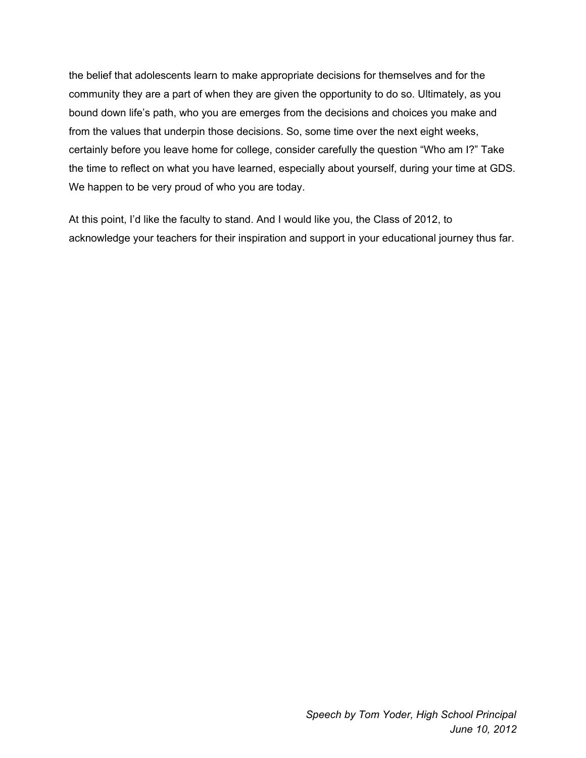the belief that adolescents learn to make appropriate decisions for themselves and for the community they are a part of when they are given the opportunity to do so. Ultimately, as you bound down life's path, who you are emerges from the decisions and choices you make and from the values that underpin those decisions. So, some time over the next eight weeks, certainly before you leave home for college, consider carefully the question "Who am I?" Take the time to reflect on what you have learned, especially about yourself, during your time at GDS. We happen to be very proud of who you are today.

At this point, I'd like the faculty to stand. And I would like you, the Class of 2012, to acknowledge your teachers for their inspiration and support in your educational journey thus far.

*Speech by Tom Yoder, High School Principal*
*June 10, 2012*